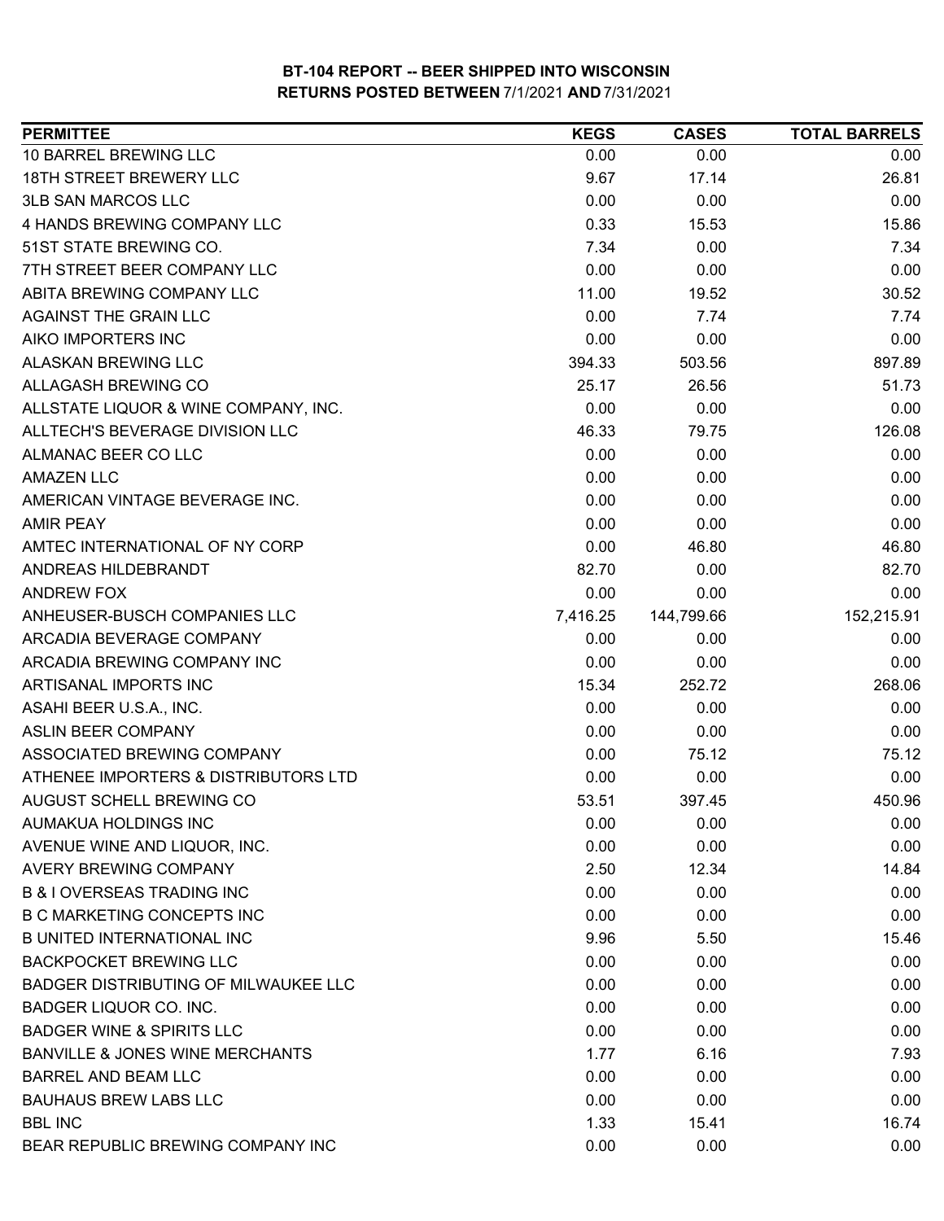## BT-104 REPORT -- BEER SHIPPED INTO WISCONSIN
## RETURNS POSTED BETWEEN 7/1/2021 AND 7/31/2021

| PERMITTEE | KEGS | CASES | TOTAL BARRELS |
|---|---|---|---|
| 10 BARREL BREWING LLC | 0.00 | 0.00 | 0.00 |
| 18TH STREET BREWERY LLC | 9.67 | 17.14 | 26.81 |
| 3LB SAN MARCOS LLC | 0.00 | 0.00 | 0.00 |
| 4 HANDS BREWING COMPANY LLC | 0.33 | 15.53 | 15.86 |
| 51ST STATE BREWING CO. | 7.34 | 0.00 | 7.34 |
| 7TH STREET BEER COMPANY LLC | 0.00 | 0.00 | 0.00 |
| ABITA BREWING COMPANY LLC | 11.00 | 19.52 | 30.52 |
| AGAINST THE GRAIN LLC | 0.00 | 7.74 | 7.74 |
| AIKO IMPORTERS INC | 0.00 | 0.00 | 0.00 |
| ALASKAN BREWING LLC | 394.33 | 503.56 | 897.89 |
| ALLAGASH BREWING CO | 25.17 | 26.56 | 51.73 |
| ALLSTATE LIQUOR & WINE COMPANY, INC. | 0.00 | 0.00 | 0.00 |
| ALLTECH'S BEVERAGE DIVISION LLC | 46.33 | 79.75 | 126.08 |
| ALMANAC BEER CO LLC | 0.00 | 0.00 | 0.00 |
| AMAZEN LLC | 0.00 | 0.00 | 0.00 |
| AMERICAN VINTAGE BEVERAGE INC. | 0.00 | 0.00 | 0.00 |
| AMIR PEAY | 0.00 | 0.00 | 0.00 |
| AMTEC INTERNATIONAL OF NY CORP | 0.00 | 46.80 | 46.80 |
| ANDREAS HILDEBRANDT | 82.70 | 0.00 | 82.70 |
| ANDREW FOX | 0.00 | 0.00 | 0.00 |
| ANHEUSER-BUSCH COMPANIES LLC | 7,416.25 | 144,799.66 | 152,215.91 |
| ARCADIA BEVERAGE COMPANY | 0.00 | 0.00 | 0.00 |
| ARCADIA BREWING COMPANY INC | 0.00 | 0.00 | 0.00 |
| ARTISANAL IMPORTS INC | 15.34 | 252.72 | 268.06 |
| ASAHI BEER U.S.A., INC. | 0.00 | 0.00 | 0.00 |
| ASLIN BEER COMPANY | 0.00 | 0.00 | 0.00 |
| ASSOCIATED BREWING COMPANY | 0.00 | 75.12 | 75.12 |
| ATHENEE IMPORTERS & DISTRIBUTORS LTD | 0.00 | 0.00 | 0.00 |
| AUGUST SCHELL BREWING CO | 53.51 | 397.45 | 450.96 |
| AUMAKUA HOLDINGS INC | 0.00 | 0.00 | 0.00 |
| AVENUE WINE AND LIQUOR, INC. | 0.00 | 0.00 | 0.00 |
| AVERY BREWING COMPANY | 2.50 | 12.34 | 14.84 |
| B & I OVERSEAS TRADING INC | 0.00 | 0.00 | 0.00 |
| B C MARKETING CONCEPTS INC | 0.00 | 0.00 | 0.00 |
| B UNITED INTERNATIONAL INC | 9.96 | 5.50 | 15.46 |
| BACKPOCKET BREWING LLC | 0.00 | 0.00 | 0.00 |
| BADGER DISTRIBUTING OF MILWAUKEE LLC | 0.00 | 0.00 | 0.00 |
| BADGER LIQUOR CO. INC. | 0.00 | 0.00 | 0.00 |
| BADGER WINE & SPIRITS LLC | 0.00 | 0.00 | 0.00 |
| BANVILLE & JONES WINE MERCHANTS | 1.77 | 6.16 | 7.93 |
| BARREL AND BEAM LLC | 0.00 | 0.00 | 0.00 |
| BAUHAUS BREW LABS LLC | 0.00 | 0.00 | 0.00 |
| BBL INC | 1.33 | 15.41 | 16.74 |
| BEAR REPUBLIC BREWING COMPANY INC | 0.00 | 0.00 | 0.00 |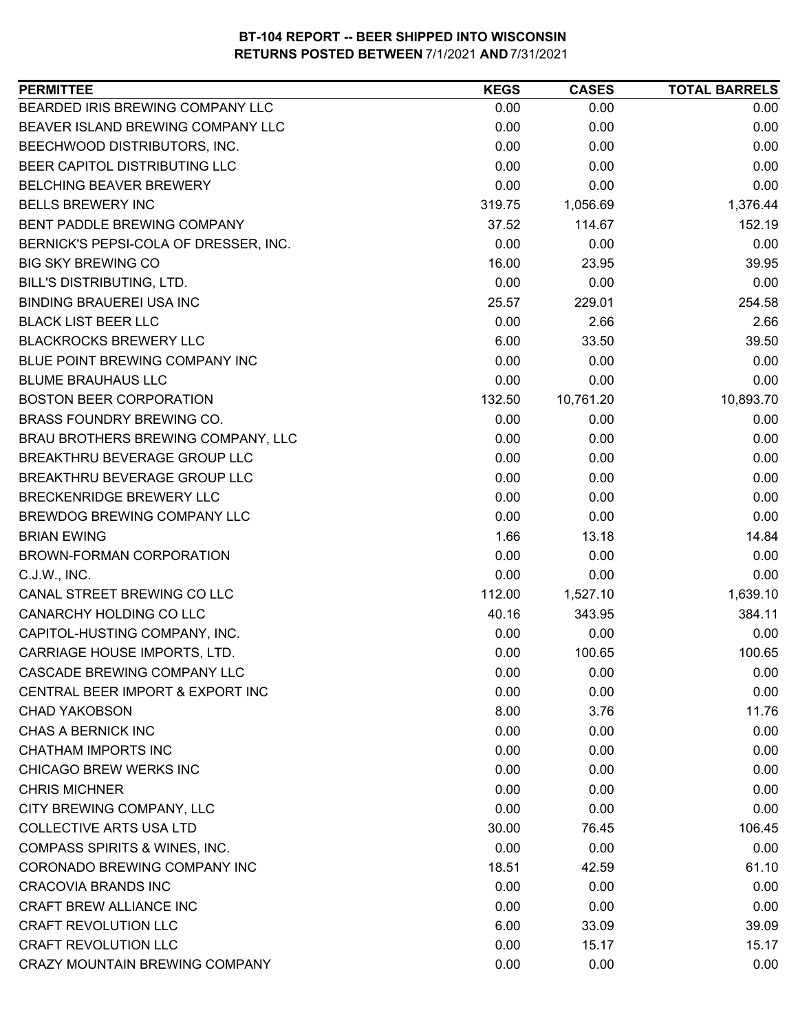# BT-104 REPORT -- BEER SHIPPED INTO WISCONSIN
## RETURNS POSTED BETWEEN 7/1/2021 AND 7/31/2021

| PERMITTEE | KEGS | CASES | TOTAL BARRELS |
|---|---|---|---|
| BEARDED IRIS BREWING COMPANY LLC | 0.00 | 0.00 | 0.00 |
| BEAVER ISLAND BREWING COMPANY LLC | 0.00 | 0.00 | 0.00 |
| BEECHWOOD DISTRIBUTORS, INC. | 0.00 | 0.00 | 0.00 |
| BEER CAPITOL DISTRIBUTING LLC | 0.00 | 0.00 | 0.00 |
| BELCHING BEAVER BREWERY | 0.00 | 0.00 | 0.00 |
| BELLS BREWERY INC | 319.75 | 1,056.69 | 1,376.44 |
| BENT PADDLE BREWING COMPANY | 37.52 | 114.67 | 152.19 |
| BERNICK'S PEPSI-COLA OF DRESSER, INC. | 0.00 | 0.00 | 0.00 |
| BIG SKY BREWING CO | 16.00 | 23.95 | 39.95 |
| BILL'S DISTRIBUTING, LTD. | 0.00 | 0.00 | 0.00 |
| BINDING BRAUEREI USA INC | 25.57 | 229.01 | 254.58 |
| BLACK LIST BEER LLC | 0.00 | 2.66 | 2.66 |
| BLACKROCKS BREWERY LLC | 6.00 | 33.50 | 39.50 |
| BLUE POINT BREWING COMPANY INC | 0.00 | 0.00 | 0.00 |
| BLUME BRAUHAUS LLC | 0.00 | 0.00 | 0.00 |
| BOSTON BEER CORPORATION | 132.50 | 10,761.20 | 10,893.70 |
| BRASS FOUNDRY BREWING CO. | 0.00 | 0.00 | 0.00 |
| BRAU BROTHERS BREWING COMPANY, LLC | 0.00 | 0.00 | 0.00 |
| BREAKTHRU BEVERAGE GROUP LLC | 0.00 | 0.00 | 0.00 |
| BREAKTHRU BEVERAGE GROUP LLC | 0.00 | 0.00 | 0.00 |
| BRECKENRIDGE BREWERY LLC | 0.00 | 0.00 | 0.00 |
| BREWDOG BREWING COMPANY LLC | 0.00 | 0.00 | 0.00 |
| BRIAN EWING | 1.66 | 13.18 | 14.84 |
| BROWN-FORMAN CORPORATION | 0.00 | 0.00 | 0.00 |
| C.J.W., INC. | 0.00 | 0.00 | 0.00 |
| CANAL STREET BREWING CO LLC | 112.00 | 1,527.10 | 1,639.10 |
| CANARCHY HOLDING CO LLC | 40.16 | 343.95 | 384.11 |
| CAPITOL-HUSTING COMPANY, INC. | 0.00 | 0.00 | 0.00 |
| CARRIAGE HOUSE IMPORTS, LTD. | 0.00 | 100.65 | 100.65 |
| CASCADE BREWING COMPANY LLC | 0.00 | 0.00 | 0.00 |
| CENTRAL BEER IMPORT & EXPORT INC | 0.00 | 0.00 | 0.00 |
| CHAD YAKOBSON | 8.00 | 3.76 | 11.76 |
| CHAS A BERNICK INC | 0.00 | 0.00 | 0.00 |
| CHATHAM IMPORTS INC | 0.00 | 0.00 | 0.00 |
| CHICAGO BREW WERKS INC | 0.00 | 0.00 | 0.00 |
| CHRIS MICHNER | 0.00 | 0.00 | 0.00 |
| CITY BREWING COMPANY, LLC | 0.00 | 0.00 | 0.00 |
| COLLECTIVE ARTS USA LTD | 30.00 | 76.45 | 106.45 |
| COMPASS SPIRITS & WINES, INC. | 0.00 | 0.00 | 0.00 |
| CORONADO BREWING COMPANY INC | 18.51 | 42.59 | 61.10 |
| CRACOVIA BRANDS INC | 0.00 | 0.00 | 0.00 |
| CRAFT BREW ALLIANCE INC | 0.00 | 0.00 | 0.00 |
| CRAFT REVOLUTION LLC | 6.00 | 33.09 | 39.09 |
| CRAFT REVOLUTION LLC | 0.00 | 15.17 | 15.17 |
| CRAZY MOUNTAIN BREWING COMPANY | 0.00 | 0.00 | 0.00 |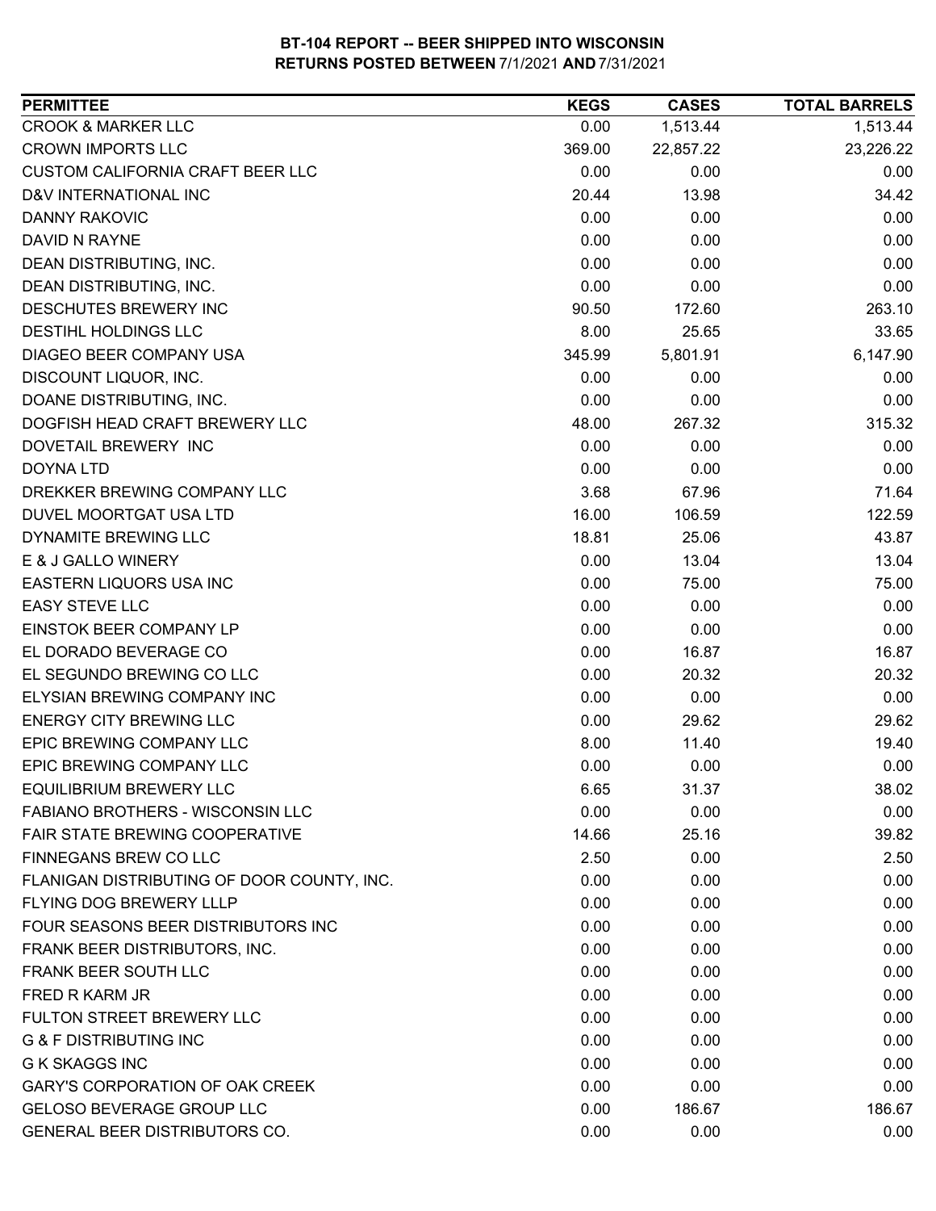# BT-104 REPORT -- BEER SHIPPED INTO WISCONSIN
## RETURNS POSTED BETWEEN 7/1/2021 AND 7/31/2021

| PERMITTEE | KEGS | CASES | TOTAL BARRELS |
|---|---|---|---|
| CROOK & MARKER LLC | 0.00 | 1,513.44 | 1,513.44 |
| CROWN IMPORTS LLC | 369.00 | 22,857.22 | 23,226.22 |
| CUSTOM CALIFORNIA CRAFT BEER LLC | 0.00 | 0.00 | 0.00 |
| D&V INTERNATIONAL INC | 20.44 | 13.98 | 34.42 |
| DANNY RAKOVIC | 0.00 | 0.00 | 0.00 |
| DAVID N RAYNE | 0.00 | 0.00 | 0.00 |
| DEAN DISTRIBUTING, INC. | 0.00 | 0.00 | 0.00 |
| DEAN DISTRIBUTING, INC. | 0.00 | 0.00 | 0.00 |
| DESCHUTES BREWERY INC | 90.50 | 172.60 | 263.10 |
| DESTIHL HOLDINGS LLC | 8.00 | 25.65 | 33.65 |
| DIAGEO BEER COMPANY USA | 345.99 | 5,801.91 | 6,147.90 |
| DISCOUNT LIQUOR, INC. | 0.00 | 0.00 | 0.00 |
| DOANE DISTRIBUTING, INC. | 0.00 | 0.00 | 0.00 |
| DOGFISH HEAD CRAFT BREWERY LLC | 48.00 | 267.32 | 315.32 |
| DOVETAIL BREWERY INC | 0.00 | 0.00 | 0.00 |
| DOYNA LTD | 0.00 | 0.00 | 0.00 |
| DREKKER BREWING COMPANY LLC | 3.68 | 67.96 | 71.64 |
| DUVEL MOORTGAT USA LTD | 16.00 | 106.59 | 122.59 |
| DYNAMITE BREWING LLC | 18.81 | 25.06 | 43.87 |
| E & J GALLO WINERY | 0.00 | 13.04 | 13.04 |
| EASTERN LIQUORS USA INC | 0.00 | 75.00 | 75.00 |
| EASY STEVE LLC | 0.00 | 0.00 | 0.00 |
| EINSTOK BEER COMPANY LP | 0.00 | 0.00 | 0.00 |
| EL DORADO BEVERAGE CO | 0.00 | 16.87 | 16.87 |
| EL SEGUNDO BREWING CO LLC | 0.00 | 20.32 | 20.32 |
| ELYSIAN BREWING COMPANY INC | 0.00 | 0.00 | 0.00 |
| ENERGY CITY BREWING LLC | 0.00 | 29.62 | 29.62 |
| EPIC BREWING COMPANY LLC | 8.00 | 11.40 | 19.40 |
| EPIC BREWING COMPANY LLC | 0.00 | 0.00 | 0.00 |
| EQUILIBRIUM BREWERY LLC | 6.65 | 31.37 | 38.02 |
| FABIANO BROTHERS - WISCONSIN LLC | 0.00 | 0.00 | 0.00 |
| FAIR STATE BREWING COOPERATIVE | 14.66 | 25.16 | 39.82 |
| FINNEGANS BREW CO LLC | 2.50 | 0.00 | 2.50 |
| FLANIGAN DISTRIBUTING OF DOOR COUNTY, INC. | 0.00 | 0.00 | 0.00 |
| FLYING DOG BREWERY LLLP | 0.00 | 0.00 | 0.00 |
| FOUR SEASONS BEER DISTRIBUTORS INC | 0.00 | 0.00 | 0.00 |
| FRANK BEER DISTRIBUTORS, INC. | 0.00 | 0.00 | 0.00 |
| FRANK BEER SOUTH LLC | 0.00 | 0.00 | 0.00 |
| FRED R KARM JR | 0.00 | 0.00 | 0.00 |
| FULTON STREET BREWERY LLC | 0.00 | 0.00 | 0.00 |
| G & F DISTRIBUTING INC | 0.00 | 0.00 | 0.00 |
| G K SKAGGS INC | 0.00 | 0.00 | 0.00 |
| GARY'S CORPORATION OF OAK CREEK | 0.00 | 0.00 | 0.00 |
| GELOSO BEVERAGE GROUP LLC | 0.00 | 186.67 | 186.67 |
| GENERAL BEER DISTRIBUTORS CO. | 0.00 | 0.00 | 0.00 |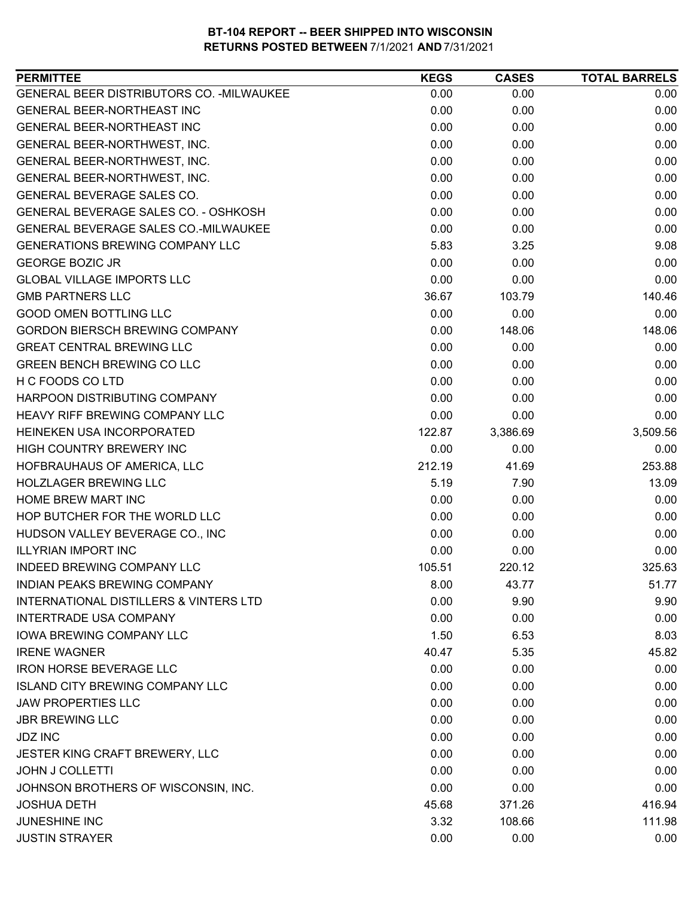**BT-104 REPORT -- BEER SHIPPED INTO WISCONSIN**
**RETURNS POSTED BETWEEN 7/1/2021 AND 7/31/2021**

| PERMITTEE | KEGS | CASES | TOTAL BARRELS |
|---|---|---|---|
| GENERAL BEER DISTRIBUTORS CO. -MILWAUKEE | 0.00 | 0.00 | 0.00 |
| GENERAL BEER-NORTHEAST INC | 0.00 | 0.00 | 0.00 |
| GENERAL BEER-NORTHEAST INC | 0.00 | 0.00 | 0.00 |
| GENERAL BEER-NORTHWEST, INC. | 0.00 | 0.00 | 0.00 |
| GENERAL BEER-NORTHWEST, INC. | 0.00 | 0.00 | 0.00 |
| GENERAL BEER-NORTHWEST, INC. | 0.00 | 0.00 | 0.00 |
| GENERAL BEVERAGE SALES CO. | 0.00 | 0.00 | 0.00 |
| GENERAL BEVERAGE SALES CO. - OSHKOSH | 0.00 | 0.00 | 0.00 |
| GENERAL BEVERAGE SALES CO.-MILWAUKEE | 0.00 | 0.00 | 0.00 |
| GENERATIONS BREWING COMPANY LLC | 5.83 | 3.25 | 9.08 |
| GEORGE BOZIC JR | 0.00 | 0.00 | 0.00 |
| GLOBAL VILLAGE IMPORTS LLC | 0.00 | 0.00 | 0.00 |
| GMB PARTNERS LLC | 36.67 | 103.79 | 140.46 |
| GOOD OMEN BOTTLING LLC | 0.00 | 0.00 | 0.00 |
| GORDON BIERSCH BREWING COMPANY | 0.00 | 148.06 | 148.06 |
| GREAT CENTRAL BREWING LLC | 0.00 | 0.00 | 0.00 |
| GREEN BENCH BREWING CO LLC | 0.00 | 0.00 | 0.00 |
| H C FOODS CO LTD | 0.00 | 0.00 | 0.00 |
| HARPOON DISTRIBUTING COMPANY | 0.00 | 0.00 | 0.00 |
| HEAVY RIFF BREWING COMPANY LLC | 0.00 | 0.00 | 0.00 |
| HEINEKEN USA INCORPORATED | 122.87 | 3,386.69 | 3,509.56 |
| HIGH COUNTRY BREWERY INC | 0.00 | 0.00 | 0.00 |
| HOFBRAUHAUS OF AMERICA, LLC | 212.19 | 41.69 | 253.88 |
| HOLZLAGER BREWING LLC | 5.19 | 7.90 | 13.09 |
| HOME BREW MART INC | 0.00 | 0.00 | 0.00 |
| HOP BUTCHER FOR THE WORLD LLC | 0.00 | 0.00 | 0.00 |
| HUDSON VALLEY BEVERAGE CO., INC | 0.00 | 0.00 | 0.00 |
| ILLYRIAN IMPORT INC | 0.00 | 0.00 | 0.00 |
| INDEED BREWING COMPANY LLC | 105.51 | 220.12 | 325.63 |
| INDIAN PEAKS BREWING COMPANY | 8.00 | 43.77 | 51.77 |
| INTERNATIONAL DISTILLERS & VINTERS LTD | 0.00 | 9.90 | 9.90 |
| INTERTRADE USA COMPANY | 0.00 | 0.00 | 0.00 |
| IOWA BREWING COMPANY LLC | 1.50 | 6.53 | 8.03 |
| IRENE WAGNER | 40.47 | 5.35 | 45.82 |
| IRON HORSE BEVERAGE LLC | 0.00 | 0.00 | 0.00 |
| ISLAND CITY BREWING COMPANY LLC | 0.00 | 0.00 | 0.00 |
| JAW PROPERTIES LLC | 0.00 | 0.00 | 0.00 |
| JBR BREWING LLC | 0.00 | 0.00 | 0.00 |
| JDZ INC | 0.00 | 0.00 | 0.00 |
| JESTER KING CRAFT BREWERY, LLC | 0.00 | 0.00 | 0.00 |
| JOHN J COLLETTI | 0.00 | 0.00 | 0.00 |
| JOHNSON BROTHERS OF WISCONSIN, INC. | 0.00 | 0.00 | 0.00 |
| JOSHUA DETH | 45.68 | 371.26 | 416.94 |
| JUNESHINE INC | 3.32 | 108.66 | 111.98 |
| JUSTIN STRAYER | 0.00 | 0.00 | 0.00 |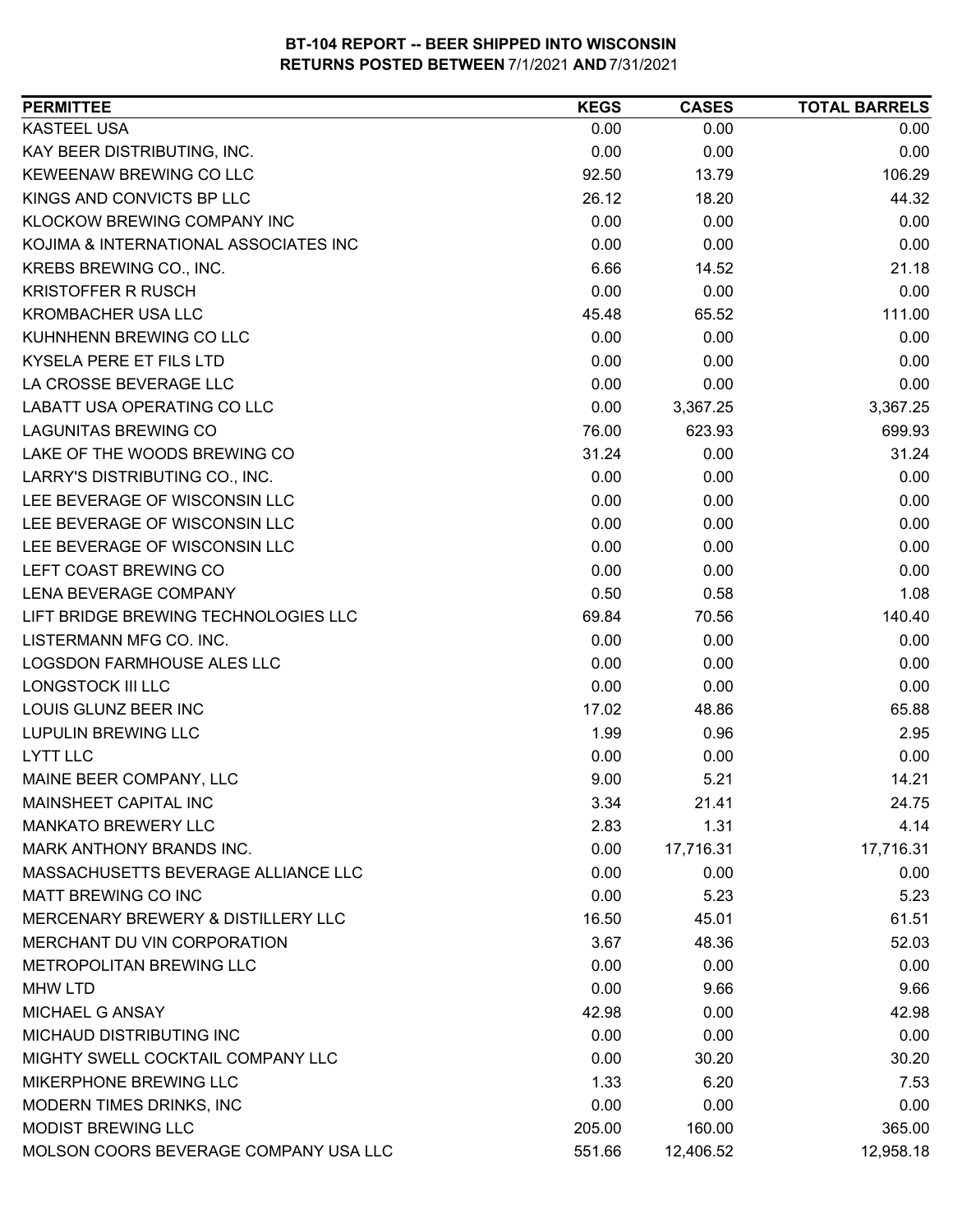**BT-104 REPORT -- BEER SHIPPED INTO WISCONSIN**
**RETURNS POSTED BETWEEN 7/1/2021 AND 7/31/2021**

| PERMITTEE | KEGS | CASES | TOTAL BARRELS |
|---|---|---|---|
| KASTEEL USA | 0.00 | 0.00 | 0.00 |
| KAY BEER DISTRIBUTING, INC. | 0.00 | 0.00 | 0.00 |
| KEWEENAW BREWING CO LLC | 92.50 | 13.79 | 106.29 |
| KINGS AND CONVICTS BP LLC | 26.12 | 18.20 | 44.32 |
| KLOCKOW BREWING COMPANY INC | 0.00 | 0.00 | 0.00 |
| KOJIMA & INTERNATIONAL ASSOCIATES INC | 0.00 | 0.00 | 0.00 |
| KREBS BREWING CO., INC. | 6.66 | 14.52 | 21.18 |
| KRISTOFFER R RUSCH | 0.00 | 0.00 | 0.00 |
| KROMBACHER USA LLC | 45.48 | 65.52 | 111.00 |
| KUHNHENN BREWING CO LLC | 0.00 | 0.00 | 0.00 |
| KYSELA PERE ET FILS LTD | 0.00 | 0.00 | 0.00 |
| LA CROSSE BEVERAGE LLC | 0.00 | 0.00 | 0.00 |
| LABATT USA OPERATING CO LLC | 0.00 | 3,367.25 | 3,367.25 |
| LAGUNITAS BREWING CO | 76.00 | 623.93 | 699.93 |
| LAKE OF THE WOODS BREWING CO | 31.24 | 0.00 | 31.24 |
| LARRY'S DISTRIBUTING CO., INC. | 0.00 | 0.00 | 0.00 |
| LEE BEVERAGE OF WISCONSIN LLC | 0.00 | 0.00 | 0.00 |
| LEE BEVERAGE OF WISCONSIN LLC | 0.00 | 0.00 | 0.00 |
| LEE BEVERAGE OF WISCONSIN LLC | 0.00 | 0.00 | 0.00 |
| LEFT COAST BREWING CO | 0.00 | 0.00 | 0.00 |
| LENA BEVERAGE COMPANY | 0.50 | 0.58 | 1.08 |
| LIFT BRIDGE BREWING TECHNOLOGIES LLC | 69.84 | 70.56 | 140.40 |
| LISTERMANN MFG CO. INC. | 0.00 | 0.00 | 0.00 |
| LOGSDON FARMHOUSE ALES LLC | 0.00 | 0.00 | 0.00 |
| LONGSTOCK III LLC | 0.00 | 0.00 | 0.00 |
| LOUIS GLUNZ BEER INC | 17.02 | 48.86 | 65.88 |
| LUPULIN BREWING LLC | 1.99 | 0.96 | 2.95 |
| LYTT LLC | 0.00 | 0.00 | 0.00 |
| MAINE BEER COMPANY, LLC | 9.00 | 5.21 | 14.21 |
| MAINSHEET CAPITAL INC | 3.34 | 21.41 | 24.75 |
| MANKATO BREWERY LLC | 2.83 | 1.31 | 4.14 |
| MARK ANTHONY BRANDS INC. | 0.00 | 17,716.31 | 17,716.31 |
| MASSACHUSETTS BEVERAGE ALLIANCE LLC | 0.00 | 0.00 | 0.00 |
| MATT BREWING CO INC | 0.00 | 5.23 | 5.23 |
| MERCENARY BREWERY & DISTILLERY LLC | 16.50 | 45.01 | 61.51 |
| MERCHANT DU VIN CORPORATION | 3.67 | 48.36 | 52.03 |
| METROPOLITAN BREWING LLC | 0.00 | 0.00 | 0.00 |
| MHW LTD | 0.00 | 9.66 | 9.66 |
| MICHAEL G ANSAY | 42.98 | 0.00 | 42.98 |
| MICHAUD DISTRIBUTING INC | 0.00 | 0.00 | 0.00 |
| MIGHTY SWELL COCKTAIL COMPANY LLC | 0.00 | 30.20 | 30.20 |
| MIKERPHONE BREWING LLC | 1.33 | 6.20 | 7.53 |
| MODERN TIMES DRINKS, INC | 0.00 | 0.00 | 0.00 |
| MODIST BREWING LLC | 205.00 | 160.00 | 365.00 |
| MOLSON COORS BEVERAGE COMPANY USA LLC | 551.66 | 12,406.52 | 12,958.18 |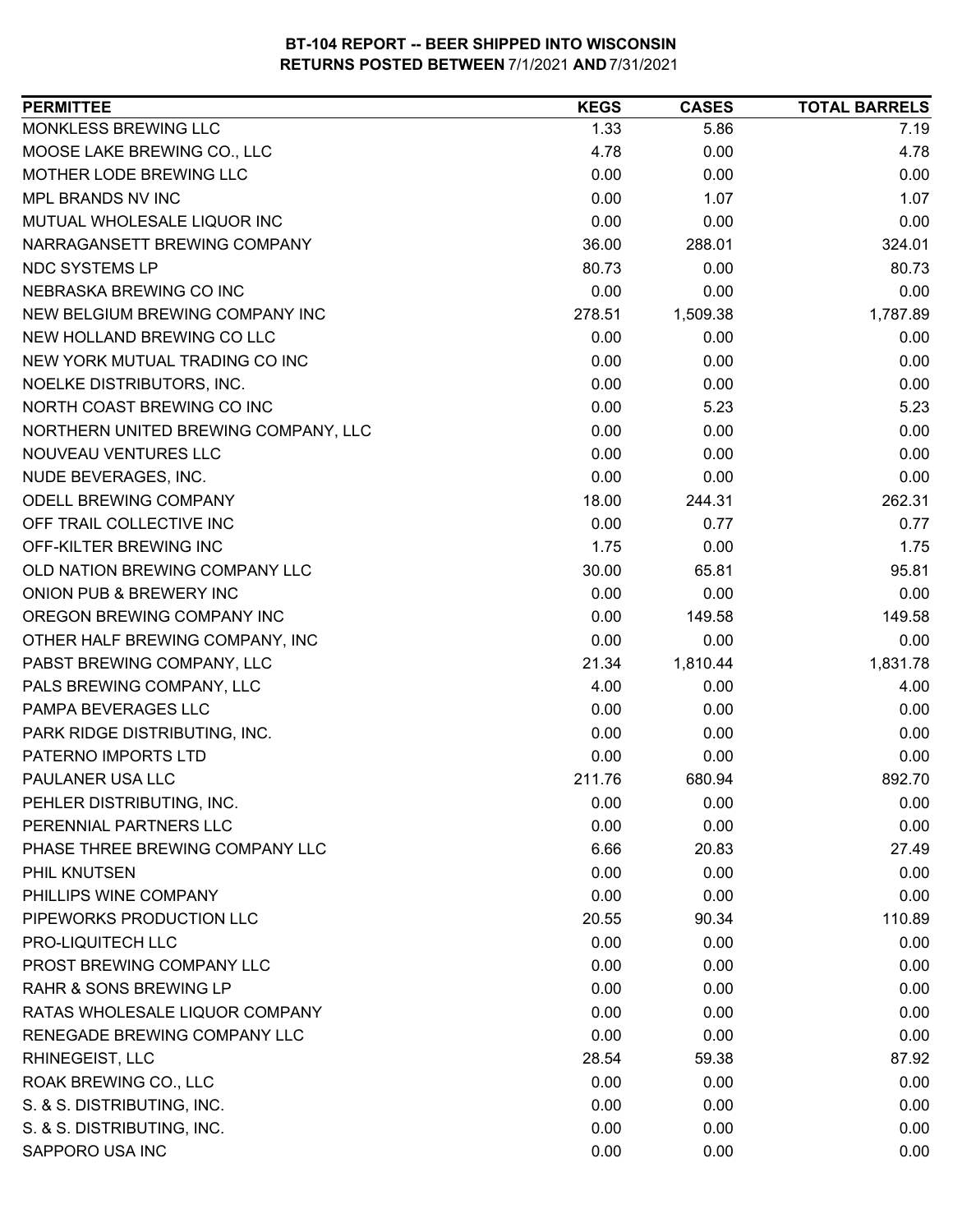# BT-104 REPORT -- BEER SHIPPED INTO WISCONSIN
## RETURNS POSTED BETWEEN 7/1/2021 AND 7/31/2021

| PERMITTEE | KEGS | CASES | TOTAL BARRELS |
|---|---|---|---|
| MONKLESS BREWING LLC | 1.33 | 5.86 | 7.19 |
| MOOSE LAKE BREWING CO., LLC | 4.78 | 0.00 | 4.78 |
| MOTHER LODE BREWING LLC | 0.00 | 0.00 | 0.00 |
| MPL BRANDS NV INC | 0.00 | 1.07 | 1.07 |
| MUTUAL WHOLESALE LIQUOR INC | 0.00 | 0.00 | 0.00 |
| NARRAGANSETT BREWING COMPANY | 36.00 | 288.01 | 324.01 |
| NDC SYSTEMS LP | 80.73 | 0.00 | 80.73 |
| NEBRASKA BREWING CO INC | 0.00 | 0.00 | 0.00 |
| NEW BELGIUM BREWING COMPANY INC | 278.51 | 1,509.38 | 1,787.89 |
| NEW HOLLAND BREWING CO LLC | 0.00 | 0.00 | 0.00 |
| NEW YORK MUTUAL TRADING CO INC | 0.00 | 0.00 | 0.00 |
| NOELKE DISTRIBUTORS, INC. | 0.00 | 0.00 | 0.00 |
| NORTH COAST BREWING CO INC | 0.00 | 5.23 | 5.23 |
| NORTHERN UNITED BREWING COMPANY, LLC | 0.00 | 0.00 | 0.00 |
| NOUVEAU VENTURES LLC | 0.00 | 0.00 | 0.00 |
| NUDE BEVERAGES, INC. | 0.00 | 0.00 | 0.00 |
| ODELL BREWING COMPANY | 18.00 | 244.31 | 262.31 |
| OFF TRAIL COLLECTIVE INC | 0.00 | 0.77 | 0.77 |
| OFF-KILTER BREWING INC | 1.75 | 0.00 | 1.75 |
| OLD NATION BREWING COMPANY LLC | 30.00 | 65.81 | 95.81 |
| ONION PUB & BREWERY INC | 0.00 | 0.00 | 0.00 |
| OREGON BREWING COMPANY INC | 0.00 | 149.58 | 149.58 |
| OTHER HALF BREWING COMPANY, INC | 0.00 | 0.00 | 0.00 |
| PABST BREWING COMPANY, LLC | 21.34 | 1,810.44 | 1,831.78 |
| PALS BREWING COMPANY, LLC | 4.00 | 0.00 | 4.00 |
| PAMPA BEVERAGES LLC | 0.00 | 0.00 | 0.00 |
| PARK RIDGE DISTRIBUTING, INC. | 0.00 | 0.00 | 0.00 |
| PATERNO IMPORTS LTD | 0.00 | 0.00 | 0.00 |
| PAULANER USA LLC | 211.76 | 680.94 | 892.70 |
| PEHLER DISTRIBUTING, INC. | 0.00 | 0.00 | 0.00 |
| PERENNIAL PARTNERS LLC | 0.00 | 0.00 | 0.00 |
| PHASE THREE BREWING COMPANY LLC | 6.66 | 20.83 | 27.49 |
| PHIL KNUTSEN | 0.00 | 0.00 | 0.00 |
| PHILLIPS WINE COMPANY | 0.00 | 0.00 | 0.00 |
| PIPEWORKS PRODUCTION LLC | 20.55 | 90.34 | 110.89 |
| PRO-LIQUITECH LLC | 0.00 | 0.00 | 0.00 |
| PROST BREWING COMPANY LLC | 0.00 | 0.00 | 0.00 |
| RAHR & SONS BREWING LP | 0.00 | 0.00 | 0.00 |
| RATAS WHOLESALE LIQUOR COMPANY | 0.00 | 0.00 | 0.00 |
| RENEGADE BREWING COMPANY LLC | 0.00 | 0.00 | 0.00 |
| RHINEGEIST, LLC | 28.54 | 59.38 | 87.92 |
| ROAK BREWING CO., LLC | 0.00 | 0.00 | 0.00 |
| S. & S. DISTRIBUTING, INC. | 0.00 | 0.00 | 0.00 |
| S. & S. DISTRIBUTING, INC. | 0.00 | 0.00 | 0.00 |
| SAPPORO USA INC | 0.00 | 0.00 | 0.00 |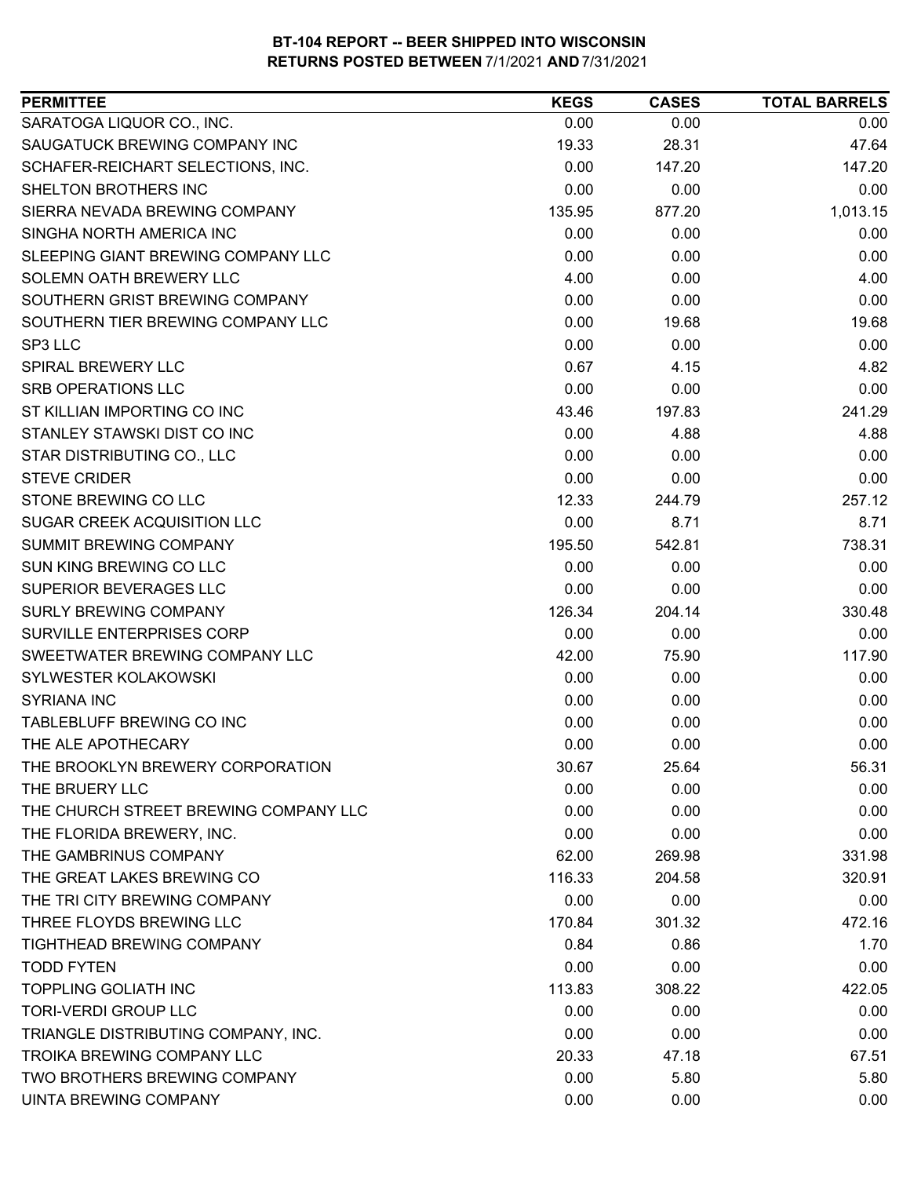# BT-104 REPORT -- BEER SHIPPED INTO WISCONSIN
## RETURNS POSTED BETWEEN 7/1/2021 AND 7/31/2021

| PERMITTEE | KEGS | CASES | TOTAL BARRELS |
|---|---|---|---|
| SARATOGA LIQUOR CO., INC. | 0.00 | 0.00 | 0.00 |
| SAUGATUCK BREWING COMPANY INC | 19.33 | 28.31 | 47.64 |
| SCHAFER-REICHART SELECTIONS, INC. | 0.00 | 147.20 | 147.20 |
| SHELTON BROTHERS INC | 0.00 | 0.00 | 0.00 |
| SIERRA NEVADA BREWING COMPANY | 135.95 | 877.20 | 1,013.15 |
| SINGHA NORTH AMERICA INC | 0.00 | 0.00 | 0.00 |
| SLEEPING GIANT BREWING COMPANY LLC | 0.00 | 0.00 | 0.00 |
| SOLEMN OATH BREWERY LLC | 4.00 | 0.00 | 4.00 |
| SOUTHERN GRIST BREWING COMPANY | 0.00 | 0.00 | 0.00 |
| SOUTHERN TIER BREWING COMPANY LLC | 0.00 | 19.68 | 19.68 |
| SP3 LLC | 0.00 | 0.00 | 0.00 |
| SPIRAL BREWERY LLC | 0.67 | 4.15 | 4.82 |
| SRB OPERATIONS LLC | 0.00 | 0.00 | 0.00 |
| ST KILLIAN IMPORTING CO INC | 43.46 | 197.83 | 241.29 |
| STANLEY STAWSKI DIST CO INC | 0.00 | 4.88 | 4.88 |
| STAR DISTRIBUTING CO., LLC | 0.00 | 0.00 | 0.00 |
| STEVE CRIDER | 0.00 | 0.00 | 0.00 |
| STONE BREWING CO LLC | 12.33 | 244.79 | 257.12 |
| SUGAR CREEK ACQUISITION LLC | 0.00 | 8.71 | 8.71 |
| SUMMIT BREWING COMPANY | 195.50 | 542.81 | 738.31 |
| SUN KING BREWING CO LLC | 0.00 | 0.00 | 0.00 |
| SUPERIOR BEVERAGES LLC | 0.00 | 0.00 | 0.00 |
| SURLY BREWING COMPANY | 126.34 | 204.14 | 330.48 |
| SURVILLE ENTERPRISES CORP | 0.00 | 0.00 | 0.00 |
| SWEETWATER BREWING COMPANY LLC | 42.00 | 75.90 | 117.90 |
| SYLWESTER KOLAKOWSKI | 0.00 | 0.00 | 0.00 |
| SYRIANA INC | 0.00 | 0.00 | 0.00 |
| TABLEBLUFF BREWING CO INC | 0.00 | 0.00 | 0.00 |
| THE ALE APOTHECARY | 0.00 | 0.00 | 0.00 |
| THE BROOKLYN BREWERY CORPORATION | 30.67 | 25.64 | 56.31 |
| THE BRUERY LLC | 0.00 | 0.00 | 0.00 |
| THE CHURCH STREET BREWING COMPANY LLC | 0.00 | 0.00 | 0.00 |
| THE FLORIDA BREWERY, INC. | 0.00 | 0.00 | 0.00 |
| THE GAMBRINUS COMPANY | 62.00 | 269.98 | 331.98 |
| THE GREAT LAKES BREWING CO | 116.33 | 204.58 | 320.91 |
| THE TRI CITY BREWING COMPANY | 0.00 | 0.00 | 0.00 |
| THREE FLOYDS BREWING LLC | 170.84 | 301.32 | 472.16 |
| TIGHTHEAD BREWING COMPANY | 0.84 | 0.86 | 1.70 |
| TODD FYTEN | 0.00 | 0.00 | 0.00 |
| TOPPLING GOLIATH INC | 113.83 | 308.22 | 422.05 |
| TORI-VERDI GROUP LLC | 0.00 | 0.00 | 0.00 |
| TRIANGLE DISTRIBUTING COMPANY, INC. | 0.00 | 0.00 | 0.00 |
| TROIKA BREWING COMPANY LLC | 20.33 | 47.18 | 67.51 |
| TWO BROTHERS BREWING COMPANY | 0.00 | 5.80 | 5.80 |
| UINTA BREWING COMPANY | 0.00 | 0.00 | 0.00 |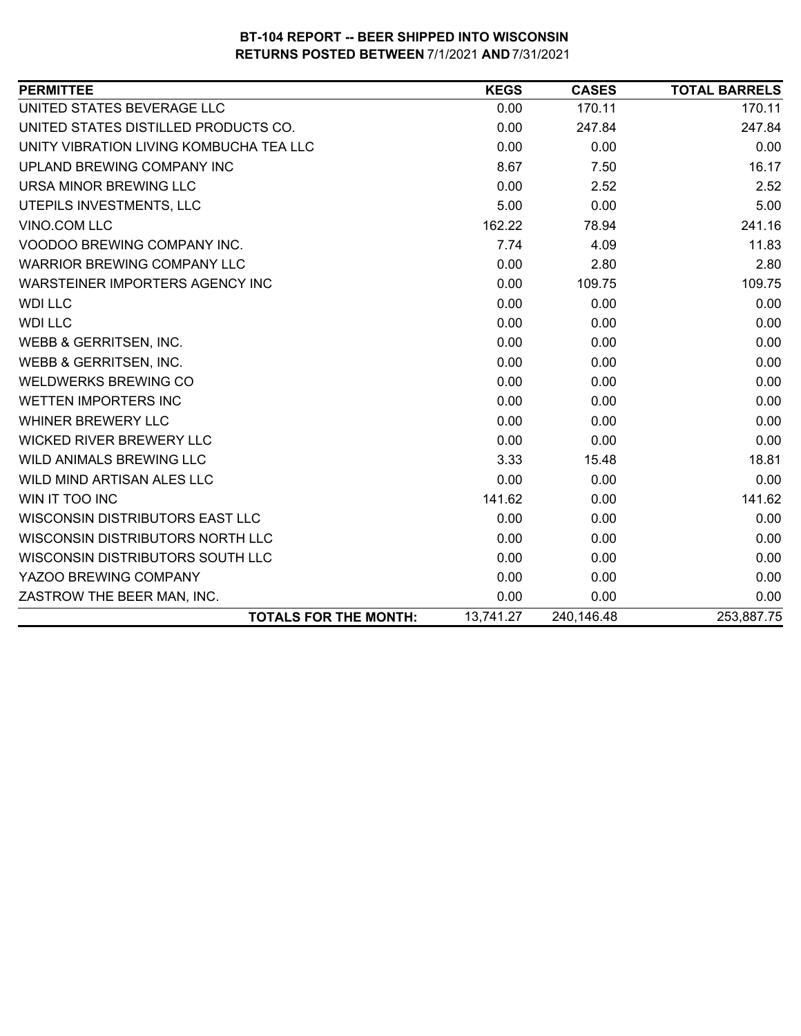**BT-104 REPORT -- BEER SHIPPED INTO WISCONSIN**
**RETURNS POSTED BETWEEN 7/1/2021 AND 7/31/2021**

| PERMITTEE | KEGS | CASES | TOTAL BARRELS |
|---|---|---|---|
| UNITED STATES BEVERAGE LLC | 0.00 | 170.11 | 170.11 |
| UNITED STATES DISTILLED PRODUCTS CO. | 0.00 | 247.84 | 247.84 |
| UNITY VIBRATION LIVING KOMBUCHA TEA LLC | 0.00 | 0.00 | 0.00 |
| UPLAND BREWING COMPANY INC | 8.67 | 7.50 | 16.17 |
| URSA MINOR BREWING LLC | 0.00 | 2.52 | 2.52 |
| UTEPILS INVESTMENTS, LLC | 5.00 | 0.00 | 5.00 |
| VINO.COM LLC | 162.22 | 78.94 | 241.16 |
| VOODOO BREWING COMPANY INC. | 7.74 | 4.09 | 11.83 |
| WARRIOR BREWING COMPANY LLC | 0.00 | 2.80 | 2.80 |
| WARSTEINER IMPORTERS AGENCY INC | 0.00 | 109.75 | 109.75 |
| WDI LLC | 0.00 | 0.00 | 0.00 |
| WDI LLC | 0.00 | 0.00 | 0.00 |
| WEBB & GERRITSEN, INC. | 0.00 | 0.00 | 0.00 |
| WEBB & GERRITSEN, INC. | 0.00 | 0.00 | 0.00 |
| WELDWERKS BREWING CO | 0.00 | 0.00 | 0.00 |
| WETTEN IMPORTERS INC | 0.00 | 0.00 | 0.00 |
| WHINER BREWERY LLC | 0.00 | 0.00 | 0.00 |
| WICKED RIVER BREWERY LLC | 0.00 | 0.00 | 0.00 |
| WILD ANIMALS BREWING LLC | 3.33 | 15.48 | 18.81 |
| WILD MIND ARTISAN ALES LLC | 0.00 | 0.00 | 0.00 |
| WIN IT TOO INC | 141.62 | 0.00 | 141.62 |
| WISCONSIN DISTRIBUTORS EAST LLC | 0.00 | 0.00 | 0.00 |
| WISCONSIN DISTRIBUTORS NORTH LLC | 0.00 | 0.00 | 0.00 |
| WISCONSIN DISTRIBUTORS SOUTH LLC | 0.00 | 0.00 | 0.00 |
| YAZOO BREWING COMPANY | 0.00 | 0.00 | 0.00 |
| ZASTROW THE BEER MAN, INC. | 0.00 | 0.00 | 0.00 |
| **TOTALS FOR THE MONTH:** | 13,741.27 | 240,146.48 | 253,887.75 |